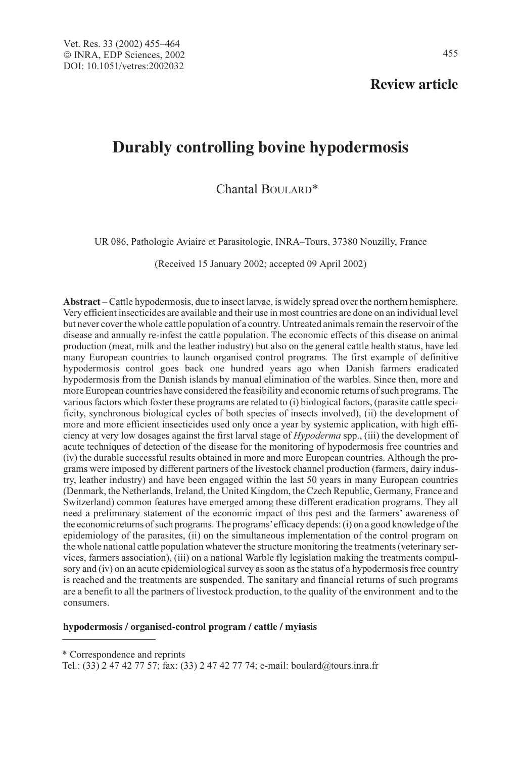**Review article**

# Durably controlling bovine hypodermosis

Chantal Boulard*

UR 086, Pathologie Aviaire et Parasitologie, INRA–Tours, 37380 Nouzilly, France

(Received 15 January 2002; accepted 09 April 2002)

**Abstract** – Cattle hypodermosis, due to insect larvae, is widely spread over the northern hemisphere. Very efficient insecticides are available and their use in most countries are done on an individual level but never cover the whole cattle population of a country. Untreated animals remain the reservoir of the disease and annually re-infest the cattle population. The economic effects of this disease on animal production (meat, milk and the leather industry) but also on the general cattle health status, have led many European countries to launch organised control programs. The first example of definitive hypodermosis control goes back one hundred years ago when Danish farmers eradicated hypodermosis from the Danish islands by manual elimination of the warbles. Since then, more and more European countries have considered the feasibility and economic returns of such programs. The various factors which foster these programs are related to (i) biological factors, (parasite cattle specificity, synchronous biological cycles of both species of insects involved), (ii) the development of more and more efficient insecticides used only once a year by systemic application, with high efficiency at very low dosages against the first larval stage of *Hypoderma* spp., (iii) the development of acute techniques of detection of the disease for the monitoring of hypodermosis free countries and (iv) the durable successful results obtained in more and more European countries. Although the programs were imposed by different partners of the livestock channel production (farmers, dairy industry, leather industry) and have been engaged within the last 50 years in many European countries (Denmark, the Netherlands, Ireland, the United Kingdom, the Czech Republic, Germany, France and Switzerland) common features have emerged among these different eradication programs. They all need a preliminary statement of the economic impact of this pest and the farmers' awareness of the economic returns of such programs. The programs' efficacy depends: (i) on a good knowledge of the epidemiology of the parasites, (ii) on the simultaneous implementation of the control program on the whole national cattle population whatever the structure monitoring the treatments (veterinary services, farmers association), (iii) on a national Warble fly legislation making the treatments compulsory and (iv) on an acute epidemiological survey as soon as the status of a hypodermosis free country is reached and the treatments are suspended. The sanitary and financial returns of such programs are a benefit to all the partners of livestock production, to the quality of the environment and to the consumers.

**hypodermosis / organised-control program / cattle / myiasis**

---

* Correspondence and reprints
Tel.: (33) 2 47 42 77 57; fax: (33) 2 47 42 77 74; e-mail: boulard@tours.inra.fr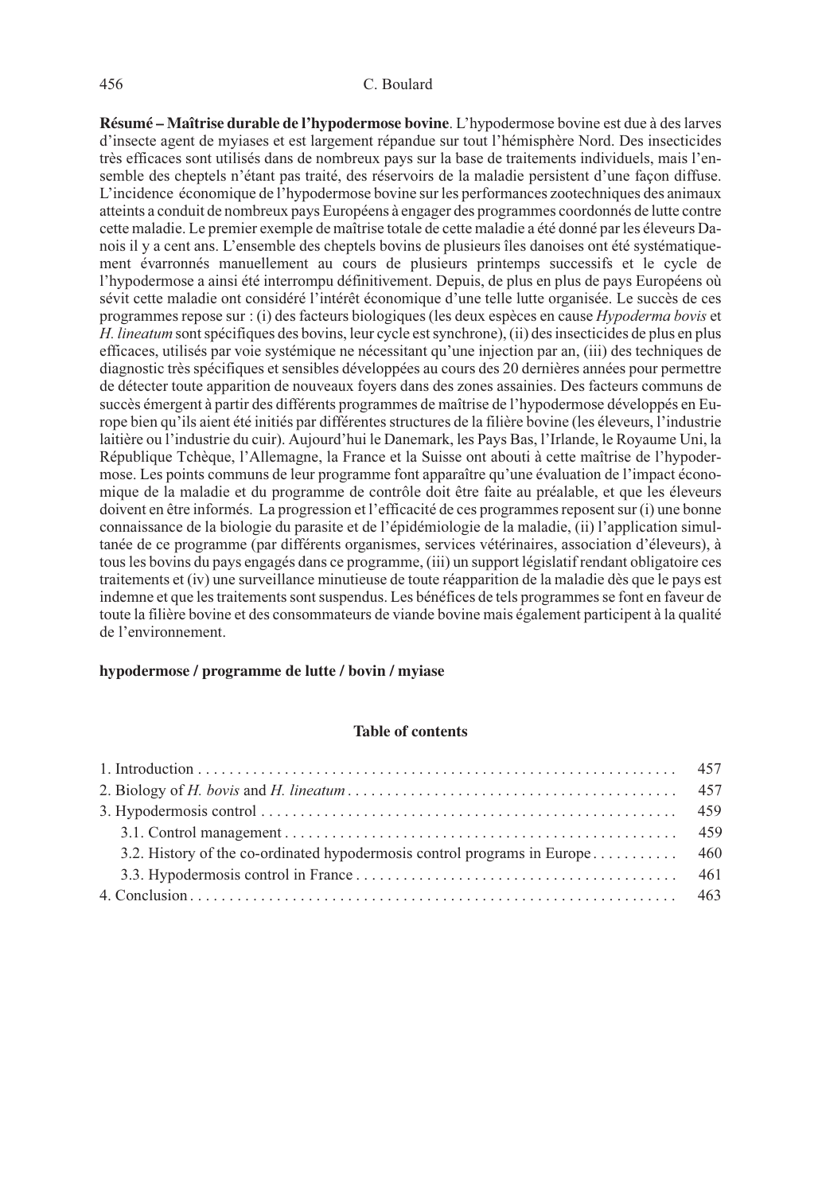**Résumé – Maîtrise durable de l'hypodermose bovine**. L'hypodermose bovine est due à des larves d'insecte agent de myiases et est largement répandue sur tout l'hémisphère Nord. Des insecticides très efficaces sont utilisés dans de nombreux pays sur la base de traitements individuels, mais l'ensemble des cheptels n'étant pas traité, des réservoirs de la maladie persistent d'une façon diffuse. L'incidence économique de l'hypodermose bovine sur les performances zootechniques des animaux atteints a conduit de nombreux pays Européens à engager des programmes coordonnés de lutte contre cette maladie. Le premier exemple de maîtrise totale de cette maladie a été donné par les éleveurs Danois il y a cent ans. L'ensemble des cheptels bovins de plusieurs îles danoises ont été systématiquement évarronnés manuellement au cours de plusieurs printemps successifs et le cycle de l'hypodermose a ainsi été interrompu définitivement. Depuis, de plus en plus de pays Européens où sévit cette maladie ont considéré l'intérêt économique d'une telle lutte organisée. Le succès de ces programmes repose sur : (i) des facteurs biologiques (les deux espèces en cause *Hypoderma bovis* et *H. lineatum* sont spécifiques des bovins, leur cycle est synchrone), (ii) des insecticides de plus en plus efficaces, utilisés par voie systémique ne nécessitant qu'une injection par an, (iii) des techniques de diagnostic très spécifiques et sensibles développées au cours des 20 dernières années pour permettre de détecter toute apparition de nouveaux foyers dans des zones assainies. Des facteurs communs de succès émergent à partir des différents programmes de maîtrise de l'hypodermose développés en Europe bien qu'ils aient été initiés par différentes structures de la filière bovine (les éleveurs, l'industrie laitière ou l'industrie du cuir). Aujourd'hui le Danemark, les Pays Bas, l'Irlande, le Royaume Uni, la République Tchèque, l'Allemagne, la France et la Suisse ont abouti à cette maîtrise de l'hypodermose. Les points communs de leur programme font apparaître qu'une évaluation de l'impact économique de la maladie et du programme de contrôle doit être faite au préalable, et que les éleveurs doivent en être informés. La progression et l'efficacité de ces programmes reposent sur (i) une bonne connaissance de la biologie du parasite et de l'épidémiologie de la maladie, (ii) l'application simultanée de ce programme (par différents organismes, services vétérinaires, association d'éleveurs), à tous les bovins du pays engagés dans ce programme, (iii) un support législatif rendant obligatoire ces traitements et (iv) une surveillance minutieuse de toute réapparition de la maladie dès que le pays est indemne et que les traitements sont suspendus. Les bénéfices de tels programmes se font en faveur de toute la filière bovine et des consommateurs de viande bovine mais également participent à la qualité de l'environnement.

**hypodermose / programme de lutte / bovin / myiase**

**Table of contents**

1. Introduction ........ 457
2. Biology of *H. bovis* and *H. lineatum* ........ 457
3. Hypodermosis control ........ 459
   - 3.1. Control management ........ 459
   - 3.2. History of the co-ordinated hypodermosis control programs in Europe ........ 460
   - 3.3. Hypodermosis control in France ........ 461
4. Conclusion ........ 463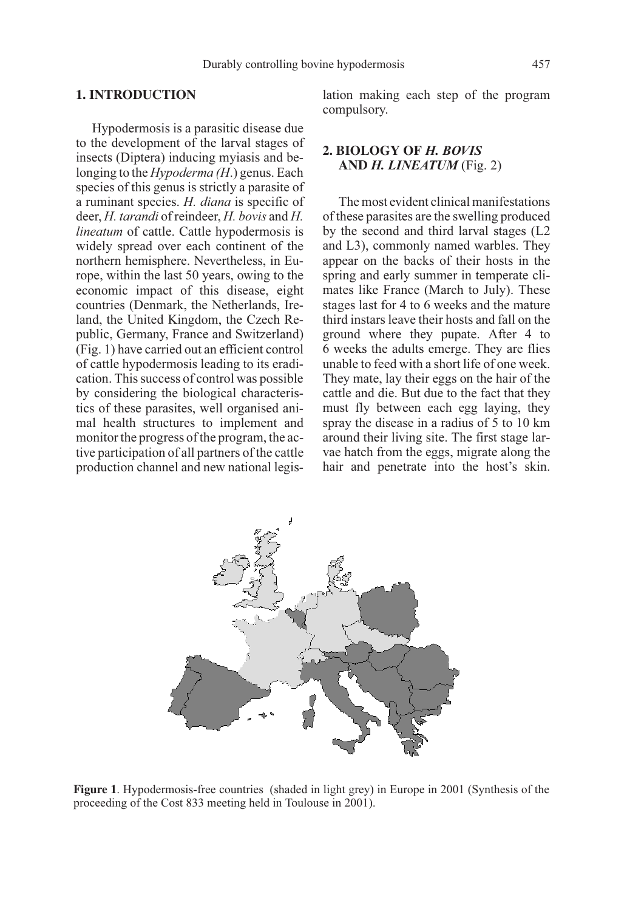## 1. INTRODUCTION

Hypodermosis is a parasitic disease due to the development of the larval stages of insects (Diptera) inducing myiasis and belonging to the *Hypoderma (H.)* genus. Each species of this genus is strictly a parasite of a ruminant species. *H. diana* is specific of deer, *H. tarandi* of reindeer, *H. bovis* and *H. lineatum* of cattle. Cattle hypodermosis is widely spread over each continent of the northern hemisphere. Nevertheless, in Europe, within the last 50 years, owing to the economic impact of this disease, eight countries (Denmark, the Netherlands, Ireland, the United Kingdom, the Czech Republic, Germany, France and Switzerland) (Fig. 1) have carried out an efficient control of cattle hypodermosis leading to its eradication. This success of control was possible by considering the biological characteristics of these parasites, well organised animal health structures to implement and monitor the progress of the program, the active participation of all partners of the cattle production channel and new national legislation making each step of the program compulsory.

## 2. BIOLOGY OF *H. BOVIS* AND *H. LINEATUM* (Fig. 2)

The most evident clinical manifestations of these parasites are the swelling produced by the second and third larval stages (L2 and L3), commonly named warbles. They appear on the backs of their hosts in the spring and early summer in temperate climates like France (March to July). These stages last for 4 to 6 weeks and the mature third instars leave their hosts and fall on the ground where they pupate. After 4 to 6 weeks the adults emerge. They are flies unable to feed with a short life of one week. They mate, lay their eggs on the hair of the cattle and die. But due to the fact that they must fly between each egg laying, they spray the disease in a radius of 5 to 10 km around their living site. The first stage larvae hatch from the eggs, migrate along the hair and penetrate into the host's skin.

**Figure 1**. Hypodermosis-free countries (shaded in light grey) in Europe in 2001 (Synthesis of the proceeding of the Cost 833 meeting held in Toulouse in 2001).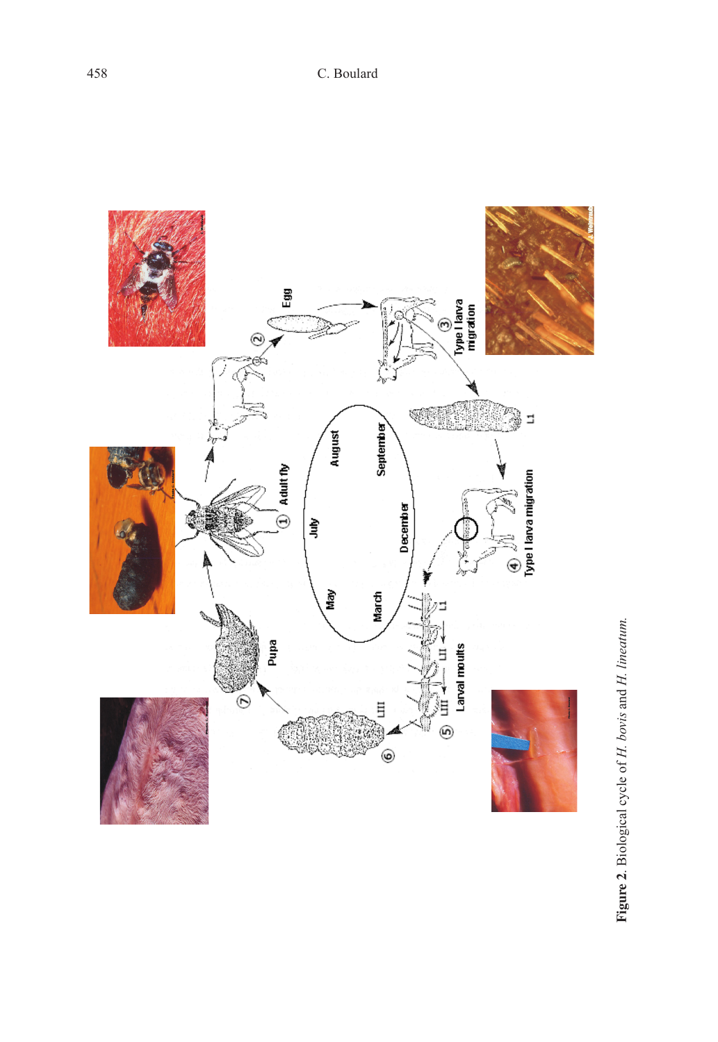Figure 2. Biological cycle of *H. bovis* and *H. lineatum*.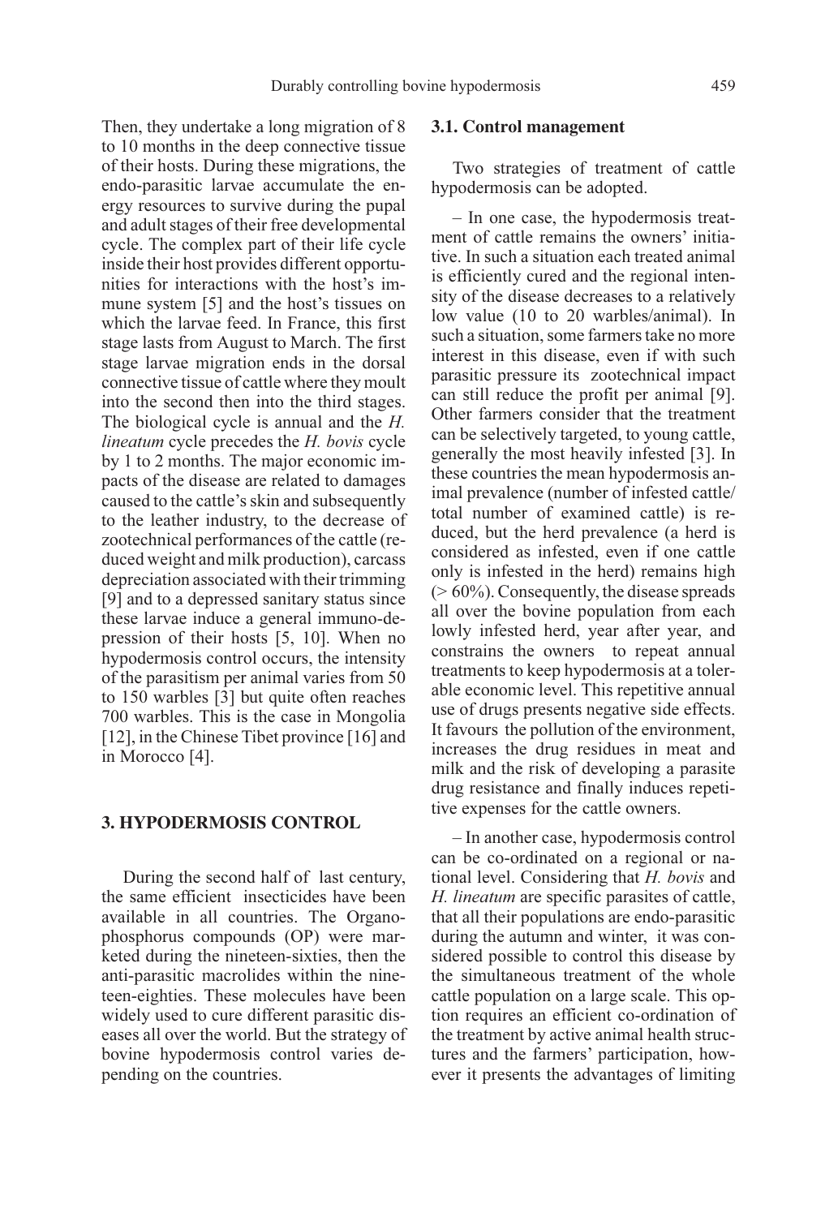Then, they undertake a long migration of 8 to 10 months in the deep connective tissue of their hosts. During these migrations, the endo-parasitic larvae accumulate the energy resources to survive during the pupal and adult stages of their free developmental cycle. The complex part of their life cycle inside their host provides different opportunities for interactions with the host's immune system [5] and the host's tissues on which the larvae feed. In France, this first stage lasts from August to March. The first stage larvae migration ends in the dorsal connective tissue of cattle where they moult into the second then into the third stages. The biological cycle is annual and the *H. lineatum* cycle precedes the *H. bovis* cycle by 1 to 2 months. The major economic impacts of the disease are related to damages caused to the cattle's skin and subsequently to the leather industry, to the decrease of zootechnical performances of the cattle (reduced weight and milk production), carcass depreciation associated with their trimming [9] and to a depressed sanitary status since these larvae induce a general immuno-depression of their hosts [5, 10]. When no hypodermosis control occurs, the intensity of the parasitism per animal varies from 50 to 150 warbles [3] but quite often reaches 700 warbles. This is the case in Mongolia [12], in the Chinese Tibet province [16] and in Morocco [4].

## 3. HYPODERMOSIS CONTROL

During the second half of last century, the same efficient insecticides have been available in all countries. The Organophosphorus compounds (OP) were marketed during the nineteen-sixties, then the anti-parasitic macrolides within the nineteen-eighties. These molecules have been widely used to cure different parasitic diseases all over the world. But the strategy of bovine hypodermosis control varies depending on the countries.

### 3.1. Control management

Two strategies of treatment of cattle hypodermosis can be adopted.

– In one case, the hypodermosis treatment of cattle remains the owners' initiative. In such a situation each treated animal is efficiently cured and the regional intensity of the disease decreases to a relatively low value (10 to 20 warbles/animal). In such a situation, some farmers take no more interest in this disease, even if with such parasitic pressure its zootechnical impact can still reduce the profit per animal [9]. Other farmers consider that the treatment can be selectively targeted, to young cattle, generally the most heavily infested [3]. In these countries the mean hypodermosis animal prevalence (number of infested cattle/ total number of examined cattle) is reduced, but the herd prevalence (a herd is considered as infested, even if one cattle only is infested in the herd) remains high (> 60%). Consequently, the disease spreads all over the bovine population from each lowly infested herd, year after year, and constrains the owners to repeat annual treatments to keep hypodermosis at a tolerable economic level. This repetitive annual use of drugs presents negative side effects. It favours the pollution of the environment, increases the drug residues in meat and milk and the risk of developing a parasite drug resistance and finally induces repetitive expenses for the cattle owners.

– In another case, hypodermosis control can be co-ordinated on a regional or national level. Considering that *H. bovis* and *H. lineatum* are specific parasites of cattle, that all their populations are endo-parasitic during the autumn and winter, it was considered possible to control this disease by the simultaneous treatment of the whole cattle population on a large scale. This option requires an efficient co-ordination of the treatment by active animal health structures and the farmers' participation, however it presents the advantages of limiting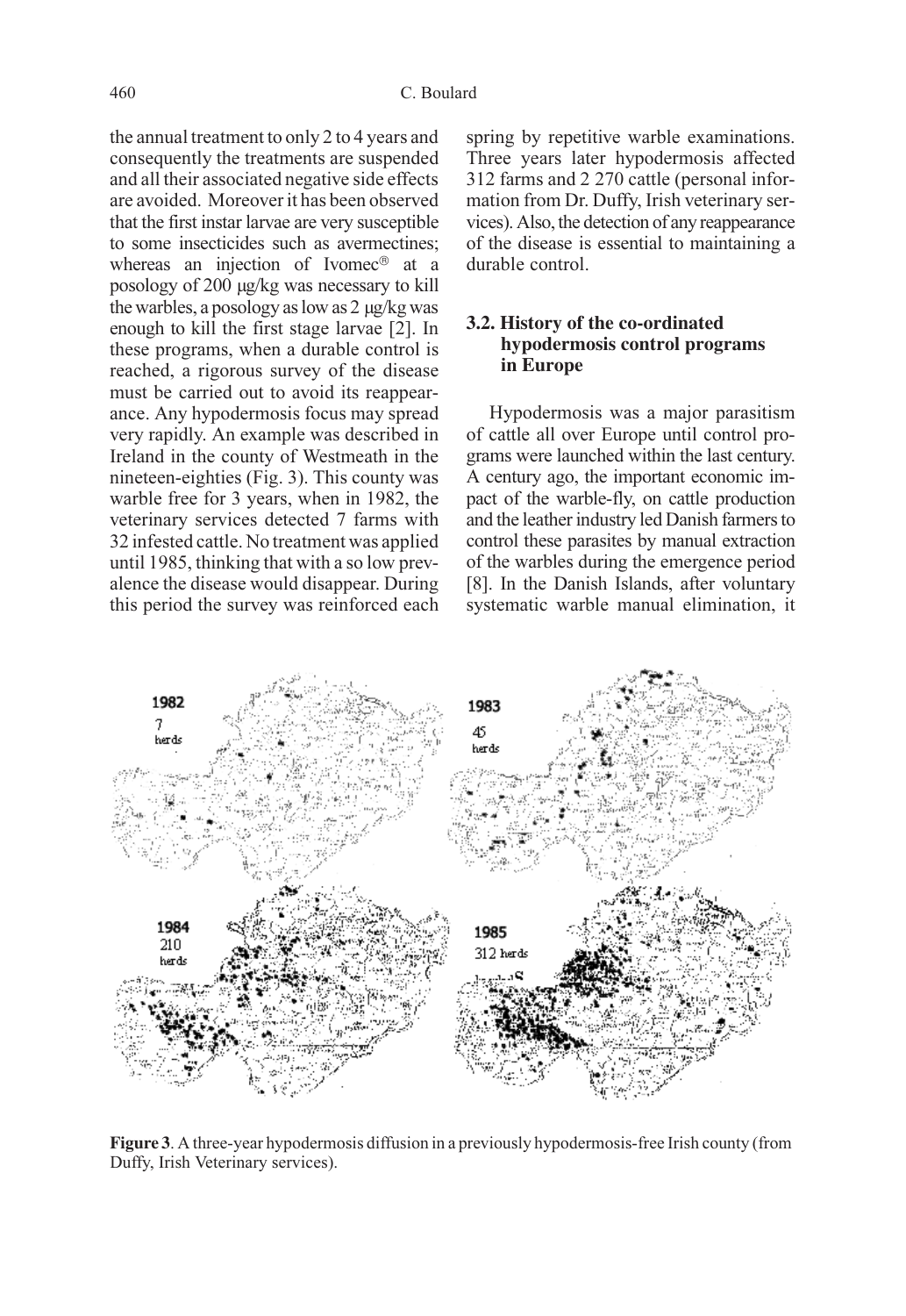the annual treatment to only 2 to 4 years and consequently the treatments are suspended and all their associated negative side effects are avoided. Moreover it has been observed that the first instar larvae are very susceptible to some insecticides such as avermectines; whereas an injection of Ivomec® at a posology of 200 µg/kg was necessary to kill the warbles, a posology as low as 2 µg/kg was enough to kill the first stage larvae [2]. In these programs, when a durable control is reached, a rigorous survey of the disease must be carried out to avoid its reappearance. Any hypodermosis focus may spread very rapidly. An example was described in Ireland in the county of Westmeath in the nineteen-eighties (Fig. 3). This county was warble free for 3 years, when in 1982, the veterinary services detected 7 farms with 32 infested cattle. No treatment was applied until 1985, thinking that with a so low prevalence the disease would disappear. During this period the survey was reinforced each spring by repetitive warble examinations. Three years later hypodermosis affected 312 farms and 2 270 cattle (personal information from Dr. Duffy, Irish veterinary services). Also, the detection of any reappearance of the disease is essential to maintaining a durable control.

### 3.2. History of the co-ordinated hypodermosis control programs in Europe

Hypodermosis was a major parasitism of cattle all over Europe until control programs were launched within the last century. A century ago, the important economic impact of the warble-fly, on cattle production and the leather industry led Danish farmers to control these parasites by manual extraction of the warbles during the emergence period [8]. In the Danish Islands, after voluntary systematic warble manual elimination, it

**Figure 3**. A three-year hypodermosis diffusion in a previously hypodermosis-free Irish county (from Duffy, Irish Veterinary services).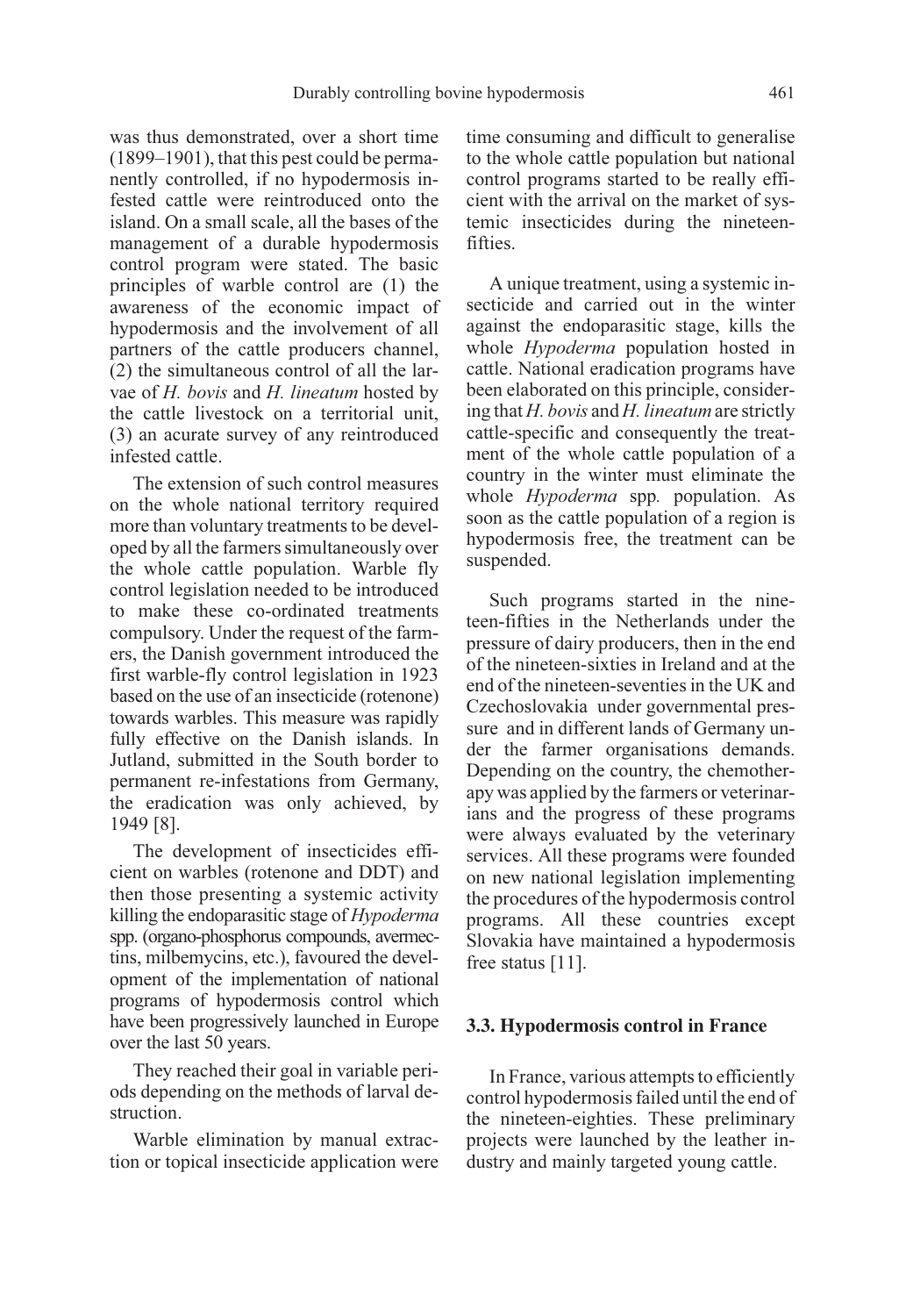was thus demonstrated, over a short time (1899–1901), that this pest could be permanently controlled, if no hypodermosis infested cattle were reintroduced onto the island. On a small scale, all the bases of the management of a durable hypodermosis control program were stated. The basic principles of warble control are (1) the awareness of the economic impact of hypodermosis and the involvement of all partners of the cattle producers channel, (2) the simultaneous control of all the larvae of *H. bovis* and *H. lineatum* hosted by the cattle livestock on a territorial unit, (3) an acurate survey of any reintroduced infested cattle.

The extension of such control measures on the whole national territory required more than voluntary treatments to be developed by all the farmers simultaneously over the whole cattle population. Warble fly control legislation needed to be introduced to make these co-ordinated treatments compulsory. Under the request of the farmers, the Danish government introduced the first warble-fly control legislation in 1923 based on the use of an insecticide (rotenone) towards warbles. This measure was rapidly fully effective on the Danish islands. In Jutland, submitted in the South border to permanent re-infestations from Germany, the eradication was only achieved, by 1949 [8].

The development of insecticides efficient on warbles (rotenone and DDT) and then those presenting a systemic activity killing the endoparasitic stage of *Hypoderma* spp. (organo-phosphorus compounds, avermectins, milbemycins, etc.), favoured the development of the implementation of national programs of hypodermosis control which have been progressively launched in Europe over the last 50 years.

They reached their goal in variable periods depending on the methods of larval destruction.

Warble elimination by manual extraction or topical insecticide application were time consuming and difficult to generalise to the whole cattle population but national control programs started to be really efficient with the arrival on the market of systemic insecticides during the nineteen-fifties.

A unique treatment, using a systemic insecticide and carried out in the winter against the endoparasitic stage, kills the whole *Hypoderma* population hosted in cattle. National eradication programs have been elaborated on this principle, considering that *H. bovis* and *H. lineatum* are strictly cattle-specific and consequently the treatment of the whole cattle population of a country in the winter must eliminate the whole *Hypoderma* spp. population. As soon as the cattle population of a region is hypodermosis free, the treatment can be suspended.

Such programs started in the nineteen-fifties in the Netherlands under the pressure of dairy producers, then in the end of the nineteen-sixties in Ireland and at the end of the nineteen-seventies in the UK and Czechoslovakia under governmental pressure and in different lands of Germany under the farmer organisations demands. Depending on the country, the chemotherapy was applied by the farmers or veterinarians and the progress of these programs were always evaluated by the veterinary services. All these programs were founded on new national legislation implementing the procedures of the hypodermosis control programs. All these countries except Slovakia have maintained a hypodermosis free status [11].

### 3.3. Hypodermosis control in France

In France, various attempts to efficiently control hypodermosis failed until the end of the nineteen-eighties. These preliminary projects were launched by the leather industry and mainly targeted young cattle.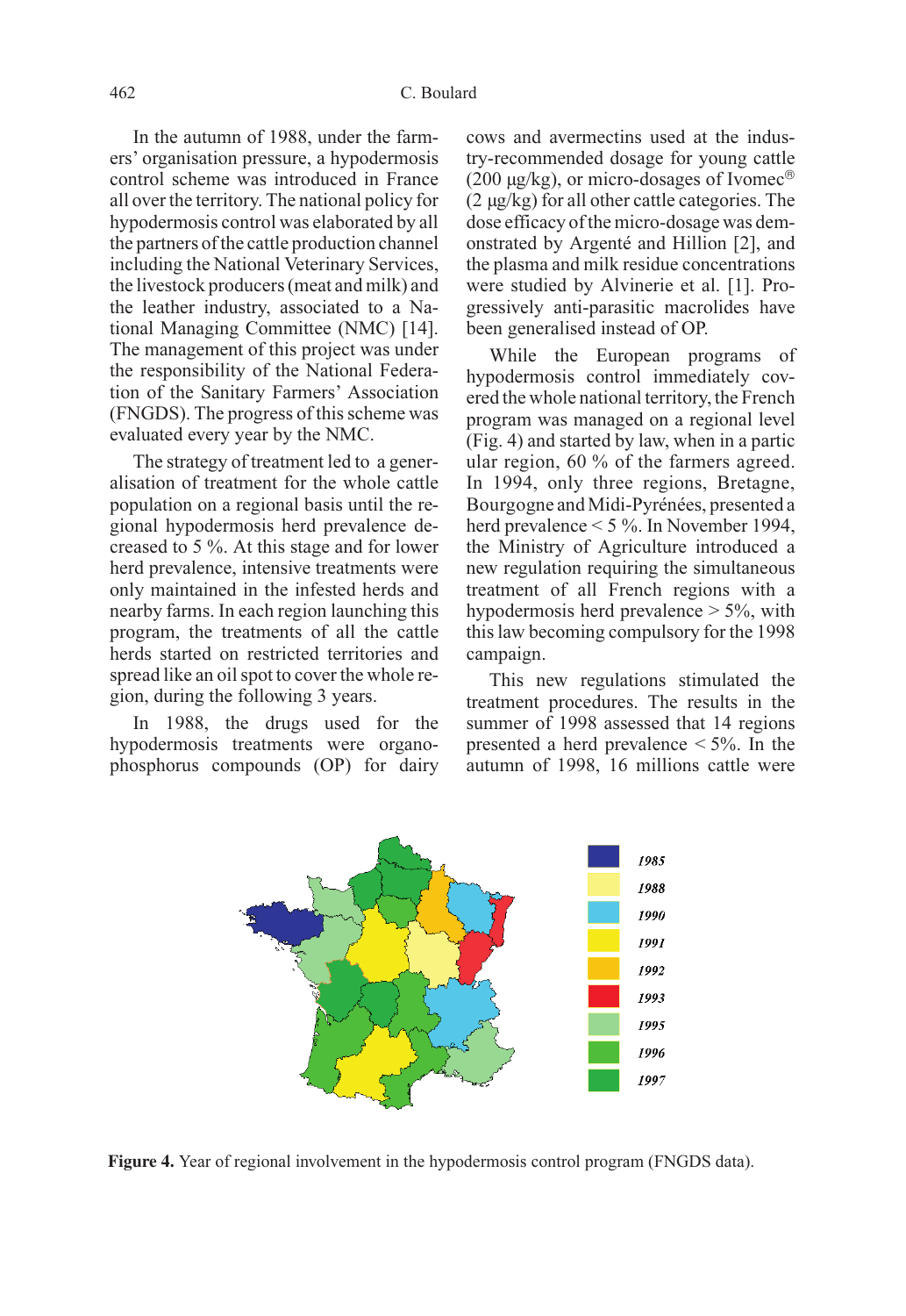In the autumn of 1988, under the farmers' organisation pressure, a hypodermosis control scheme was introduced in France all over the territory. The national policy for hypodermosis control was elaborated by all the partners of the cattle production channel including the National Veterinary Services, the livestock producers (meat and milk) and the leather industry, associated to a National Managing Committee (NMC) [14]. The management of this project was under the responsibility of the National Federation of the Sanitary Farmers' Association (FNGDS). The progress of this scheme was evaluated every year by the NMC.

The strategy of treatment led to a generalisation of treatment for the whole cattle population on a regional basis until the regional hypodermosis herd prevalence decreased to 5 %. At this stage and for lower herd prevalence, intensive treatments were only maintained in the infested herds and nearby farms. In each region launching this program, the treatments of all the cattle herds started on restricted territories and spread like an oil spot to cover the whole region, during the following 3 years.

In 1988, the drugs used for the hypodermosis treatments were organophosphorus compounds (OP) for dairy cows and avermectins used at the industry-recommended dosage for young cattle (200 µg/kg), or micro-dosages of Ivomec® (2 µg/kg) for all other cattle categories. The dose efficacy of the micro-dosage was demonstrated by Argenté and Hillion [2], and the plasma and milk residue concentrations were studied by Alvinerie et al. [1]. Progressively anti-parasitic macrolides have been generalised instead of OP.

While the European programs of hypodermosis control immediately covered the whole national territory, the French program was managed on a regional level (Fig. 4) and started by law, when in a particular region, 60 % of the farmers agreed. In 1994, only three regions, Bretagne, Bourgogne and Midi-Pyrénées, presented a herd prevalence < 5 %. In November 1994, the Ministry of Agriculture introduced a new regulation requiring the simultaneous treatment of all French regions with a hypodermosis herd prevalence > 5%, with this law becoming compulsory for the 1998 campaign.

This new regulations stimulated the treatment procedures. The results in the summer of 1998 assessed that 14 regions presented a herd prevalence < 5%. In the autumn of 1998, 16 millions cattle were

**Figure 4.** Year of regional involvement in the hypodermosis control program (FNGDS data).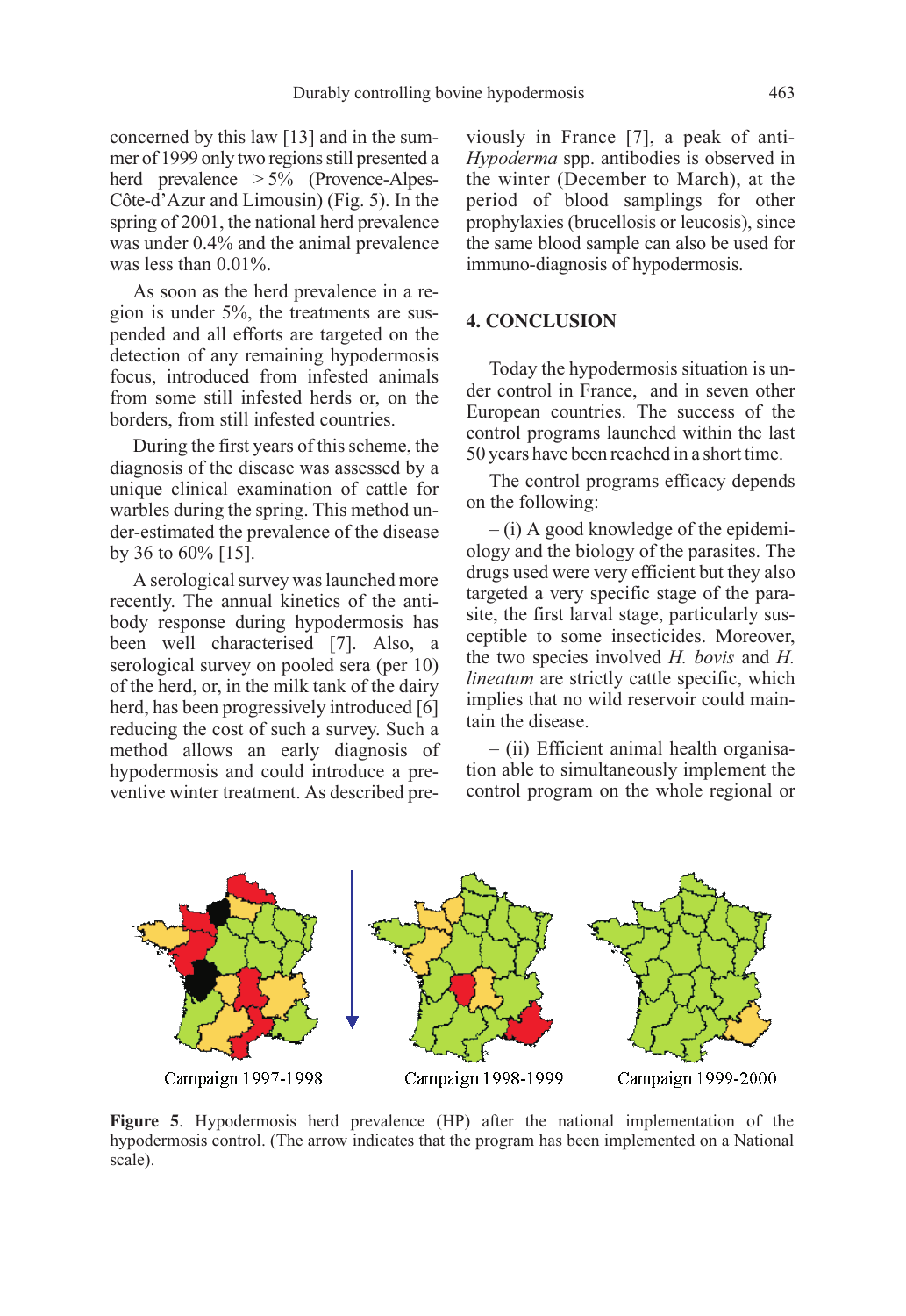concerned by this law [13] and in the summer of 1999 only two regions still presented a herd prevalence > 5% (Provence-Alpes-Côte-d'Azur and Limousin) (Fig. 5). In the spring of 2001, the national herd prevalence was under 0.4% and the animal prevalence was less than 0.01%.

As soon as the herd prevalence in a region is under 5%, the treatments are suspended and all efforts are targeted on the detection of any remaining hypodermosis focus, introduced from infested animals from some still infested herds or, on the borders, from still infested countries.

During the first years of this scheme, the diagnosis of the disease was assessed by a unique clinical examination of cattle for warbles during the spring. This method under-estimated the prevalence of the disease by 36 to 60% [15].

A serological survey was launched more recently. The annual kinetics of the antibody response during hypodermosis has been well characterised [7]. Also, a serological survey on pooled sera (per 10) of the herd, or, in the milk tank of the dairy herd, has been progressively introduced [6] reducing the cost of such a survey. Such a method allows an early diagnosis of hypodermosis and could introduce a preventive winter treatment. As described previously in France [7], a peak of anti-*Hypoderma* spp. antibodies is observed in the winter (December to March), at the period of blood samplings for other prophylaxies (brucellosis or leucosis), since the same blood sample can also be used for immuno-diagnosis of hypodermosis.

## 4. CONCLUSION

Today the hypodermosis situation is under control in France, and in seven other European countries. The success of the control programs launched within the last 50 years have been reached in a short time.

The control programs efficacy depends on the following:

– (i) A good knowledge of the epidemiology and the biology of the parasites. The drugs used were very efficient but they also targeted a very specific stage of the parasite, the first larval stage, particularly susceptible to some insecticides. Moreover, the two species involved *H. bovis* and *H. lineatum* are strictly cattle specific, which implies that no wild reservoir could maintain the disease.

– (ii) Efficient animal health organisation able to simultaneously implement the control program on the whole regional or

Campaign 1997-1998 Campaign 1998-1999 Campaign 1999-2000

**Figure 5**. Hypodermosis herd prevalence (HP) after the national implementation of the hypodermosis control. (The arrow indicates that the program has been implemented on a National scale).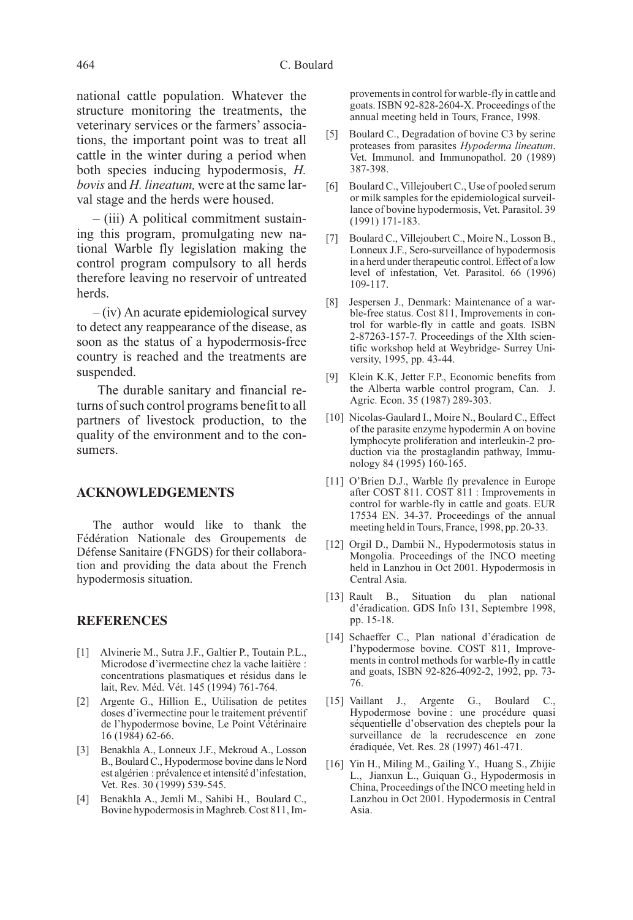national cattle population. Whatever the structure monitoring the treatments, the veterinary services or the farmers' associations, the important point was to treat all cattle in the winter during a period when both species inducing hypodermosis, *H. bovis* and *H. lineatum,* were at the same larval stage and the herds were housed.

– (iii) A political commitment sustaining this program, promulgating new national Warble fly legislation making the control program compulsory to all herds therefore leaving no reservoir of untreated herds.

– (iv) An acurate epidemiological survey to detect any reappearance of the disease, as soon as the status of a hypodermosis-free country is reached and the treatments are suspended.

The durable sanitary and financial returns of such control programs benefit to all partners of livestock production, to the quality of the environment and to the consumers.

## ACKNOWLEDGEMENTS

The author would like to thank the Fédération Nationale des Groupements de Défense Sanitaire (FNGDS) for their collaboration and providing the data about the French hypodermosis situation.

## REFERENCES

[1] Alvinerie M., Sutra J.F., Galtier P., Toutain P.L., Microdose d'ivermectine chez la vache laitière : concentrations plasmatiques et résidus dans le lait, Rev. Méd. Vét. 145 (1994) 761-764.

[2] Argente G., Hillion E., Utilisation de petites doses d'ivermectine pour le traitement préventif de l'hypodermose bovine, Le Point Vétérinaire 16 (1984) 62-66.

[3] Benakhla A., Lonneux J.F., Mekroud A., Losson B., Boulard C., Hypodermose bovine dans le Nord est algérien : prévalence et intensité d'infestation, Vet. Res. 30 (1999) 539-545.

[4] Benakhla A., Jemli M., Sahibi H., Boulard C., Bovine hypodermosis in Maghreb. Cost 811, Improvements in control for warble-fly in cattle and goats. ISBN 92-828-2604-X. Proceedings of the annual meeting held in Tours, France, 1998.

[5] Boulard C., Degradation of bovine C3 by serine proteases from parasites *Hypoderma lineatum*. Vet. Immunol. and Immunopathol. 20 (1989) 387-398.

[6] Boulard C., Villejoubert C., Use of pooled serum or milk samples for the epidemiological surveillance of bovine hypodermosis, Vet. Parasitol. 39 (1991) 171-183.

[7] Boulard C., Villejoubert C., Moire N., Losson B., Lonneux J.F., Sero-surveillance of hypodermosis in a herd under therapeutic control. Effect of a low level of infestation, Vet. Parasitol. 66 (1996) 109-117.

[8] Jespersen J., Denmark: Maintenance of a warble-free status. Cost 811, Improvements in control for warble-fly in cattle and goats. ISBN 2-87263-157-7. Proceedings of the XIth scientific workshop held at Weybridge- Surrey University, 1995, pp. 43-44.

[9] Klein K.K, Jetter F.P., Economic benefits from the Alberta warble control program, Can. J. Agric. Econ. 35 (1987) 289-303.

[10] Nicolas-Gaulard I., Moire N., Boulard C., Effect of the parasite enzyme hypodermin A on bovine lymphocyte proliferation and interleukin-2 production via the prostaglandin pathway, Immunology 84 (1995) 160-165.

[11] O'Brien D.J., Warble fly prevalence in Europe after COST 811. COST 811 : Improvements in control for warble-fly in cattle and goats. EUR 17534 EN. 34-37. Proceedings of the annual meeting held in Tours, France, 1998, pp. 20-33.

[12] Orgil D., Dambii N., Hypodermotosis status in Mongolia. Proceedings of the INCO meeting held in Lanzhou in Oct 2001. Hypodermosis in Central Asia.

[13] Rault B., Situation du plan national d'éradication. GDS Info 131, Septembre 1998, pp. 15-18.

[14] Schaeffer C., Plan national d'éradication de l'hypodermose bovine. COST 811, Improvements in control methods for warble-fly in cattle and goats, ISBN 92-826-4092-2, 1992, pp. 73-76.

[15] Vaillant J., Argente G., Boulard C., Hypodermose bovine : une procédure quasi séquentielle d'observation des cheptels pour la surveillance de la recrudescence en zone éradiquée, Vet. Res. 28 (1997) 461-471.

[16] Yin H., Miling M., Gailing Y., Huang S., Zhijie L., Jianxun L., Guiquan G., Hypodermosis in China, Proceedings of the INCO meeting held in Lanzhou in Oct 2001. Hypodermosis in Central Asia.